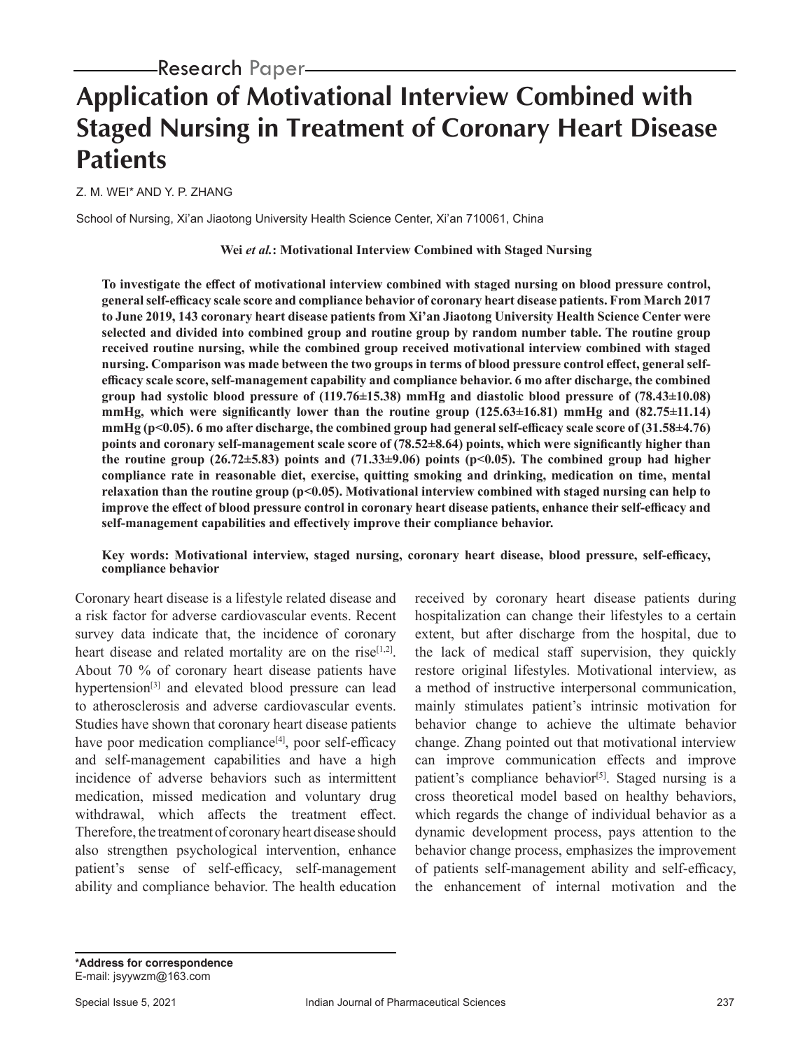Research Paper

# Application of Motivational Interview Combined with Staged Nursing in Treatment of Coronary Heart Disease Patients

Z. M. WEI* AND Y. P. ZHANG

School of Nursing, Xi'an Jiaotong University Health Science Center, Xi'an 710061, China

**Wei *et al.*: Motivational Interview Combined with Staged Nursing**

**To investigate the effect of motivational interview combined with staged nursing on blood pressure control, general self-efficacy scale score and compliance behavior of coronary heart disease patients. From March 2017 to June 2019, 143 coronary heart disease patients from Xi'an Jiaotong University Health Science Center were selected and divided into combined group and routine group by random number table. The routine group received routine nursing, while the combined group received motivational interview combined with staged nursing. Comparison was made between the two groups in terms of blood pressure control effect, general self-efficacy scale score, self-management capability and compliance behavior. 6 mo after discharge, the combined group had systolic blood pressure of (119.76±15.38) mmHg and diastolic blood pressure of (78.43±10.08) mmHg, which were significantly lower than the routine group (125.63±16.81) mmHg and (82.75±11.14) mmHg (p<0.05). 6 mo after discharge, the combined group had general self-efficacy scale score of (31.58±4.76) points and coronary self-management scale score of (78.52±8.64) points, which were significantly higher than the routine group (26.72±5.83) points and (71.33±9.06) points (p<0.05). The combined group had higher compliance rate in reasonable diet, exercise, quitting smoking and drinking, medication on time, mental relaxation than the routine group (p<0.05). Motivational interview combined with staged nursing can help to improve the effect of blood pressure control in coronary heart disease patients, enhance their self-efficacy and self-management capabilities and effectively improve their compliance behavior.**

**Key words: Motivational interview, staged nursing, coronary heart disease, blood pressure, self-efficacy, compliance behavior**

Coronary heart disease is a lifestyle related disease and a risk factor for adverse cardiovascular events. Recent survey data indicate that, the incidence of coronary heart disease and related mortality are on the rise[1,2]. About 70 % of coronary heart disease patients have hypertension[3] and elevated blood pressure can lead to atherosclerosis and adverse cardiovascular events. Studies have shown that coronary heart disease patients have poor medication compliance[4], poor self-efficacy and self-management capabilities and have a high incidence of adverse behaviors such as intermittent medication, missed medication and voluntary drug withdrawal, which affects the treatment effect. Therefore, the treatment of coronary heart disease should also strengthen psychological intervention, enhance patient's sense of self-efficacy, self-management ability and compliance behavior. The health education received by coronary heart disease patients during hospitalization can change their lifestyles to a certain extent, but after discharge from the hospital, due to the lack of medical staff supervision, they quickly restore original lifestyles. Motivational interview, as a method of instructive interpersonal communication, mainly stimulates patient's intrinsic motivation for behavior change to achieve the ultimate behavior change. Zhang pointed out that motivational interview can improve communication effects and improve patient's compliance behavior[5]. Staged nursing is a cross theoretical model based on healthy behaviors, which regards the change of individual behavior as a dynamic development process, pays attention to the behavior change process, emphasizes the improvement of patients self-management ability and self-efficacy, the enhancement of internal motivation and the

**\*Address for correspondence**
E-mail: jsyywzm@163.com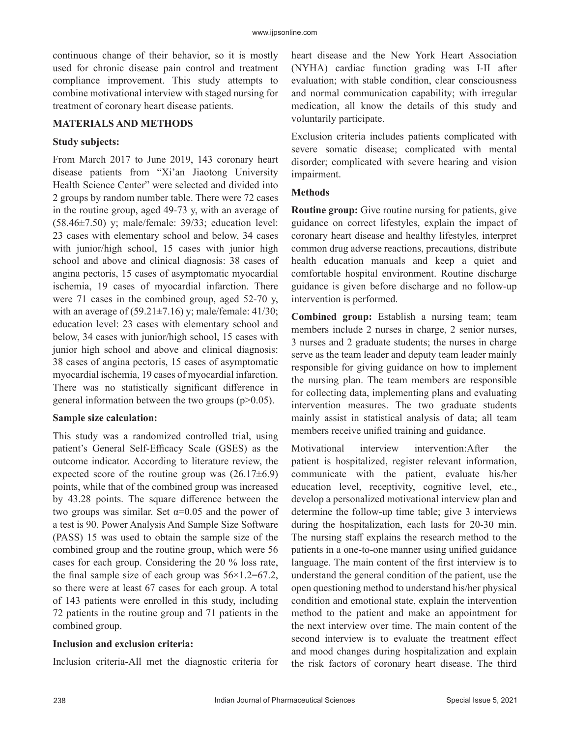continuous change of their behavior, so it is mostly used for chronic disease pain control and treatment compliance improvement. This study attempts to combine motivational interview with staged nursing for treatment of coronary heart disease patients.

## MATERIALS AND METHODS

### Study subjects:

From March 2017 to June 2019, 143 coronary heart disease patients from "Xi'an Jiaotong University Health Science Center" were selected and divided into 2 groups by random number table. There were 72 cases in the routine group, aged 49-73 y, with an average of (58.46±7.50) y; male/female: 39/33; education level: 23 cases with elementary school and below, 34 cases with junior/high school, 15 cases with junior high school and above and clinical diagnosis: 38 cases of angina pectoris, 15 cases of asymptomatic myocardial ischemia, 19 cases of myocardial infarction. There were 71 cases in the combined group, aged 52-70 y, with an average of (59.21±7.16) y; male/female: 41/30; education level: 23 cases with elementary school and below, 34 cases with junior/high school, 15 cases with junior high school and above and clinical diagnosis: 38 cases of angina pectoris, 15 cases of asymptomatic myocardial ischemia, 19 cases of myocardial infarction. There was no statistically significant difference in general information between the two groups ($p>0.05$).

### Sample size calculation:

This study was a randomized controlled trial, using patient's General Self-Efficacy Scale (GSES) as the outcome indicator. According to literature review, the expected score of the routine group was (26.17±6.9) points, while that of the combined group was increased by 43.28 points. The square difference between the two groups was similar. Set $\alpha=0.05$ and the power of a test is 90. Power Analysis And Sample Size Software (PASS) 15 was used to obtain the sample size of the combined group and the routine group, which were 56 cases for each group. Considering the 20 % loss rate, the final sample size of each group was $56\times1.2=67.2$, so there were at least 67 cases for each group. A total of 143 patients were enrolled in this study, including 72 patients in the routine group and 71 patients in the combined group.

### Inclusion and exclusion criteria:

Inclusion criteria-All met the diagnostic criteria for heart disease and the New York Heart Association (NYHA) cardiac function grading was I-II after evaluation; with stable condition, clear consciousness and normal communication capability; with irregular medication, all know the details of this study and voluntarily participate.

Exclusion criteria includes patients complicated with severe somatic disease; complicated with mental disorder; complicated with severe hearing and vision impairment.

### Methods

**Routine group:** Give routine nursing for patients, give guidance on correct lifestyles, explain the impact of coronary heart disease and healthy lifestyles, interpret common drug adverse reactions, precautions, distribute health education manuals and keep a quiet and comfortable hospital environment. Routine discharge guidance is given before discharge and no follow-up intervention is performed.

**Combined group:** Establish a nursing team; team members include 2 nurses in charge, 2 senior nurses, 3 nurses and 2 graduate students; the nurses in charge serve as the team leader and deputy team leader mainly responsible for giving guidance on how to implement the nursing plan. The team members are responsible for collecting data, implementing plans and evaluating intervention measures. The two graduate students mainly assist in statistical analysis of data; all team members receive unified training and guidance.

Motivational interview intervention:After the patient is hospitalized, register relevant information, communicate with the patient, evaluate his/her education level, receptivity, cognitive level, etc., develop a personalized motivational interview plan and determine the follow-up time table; give 3 interviews during the hospitalization, each lasts for 20-30 min. The nursing staff explains the research method to the patients in a one-to-one manner using unified guidance language. The main content of the first interview is to understand the general condition of the patient, use the open questioning method to understand his/her physical condition and emotional state, explain the intervention method to the patient and make an appointment for the next interview over time. The main content of the second interview is to evaluate the treatment effect and mood changes during hospitalization and explain the risk factors of coronary heart disease. The third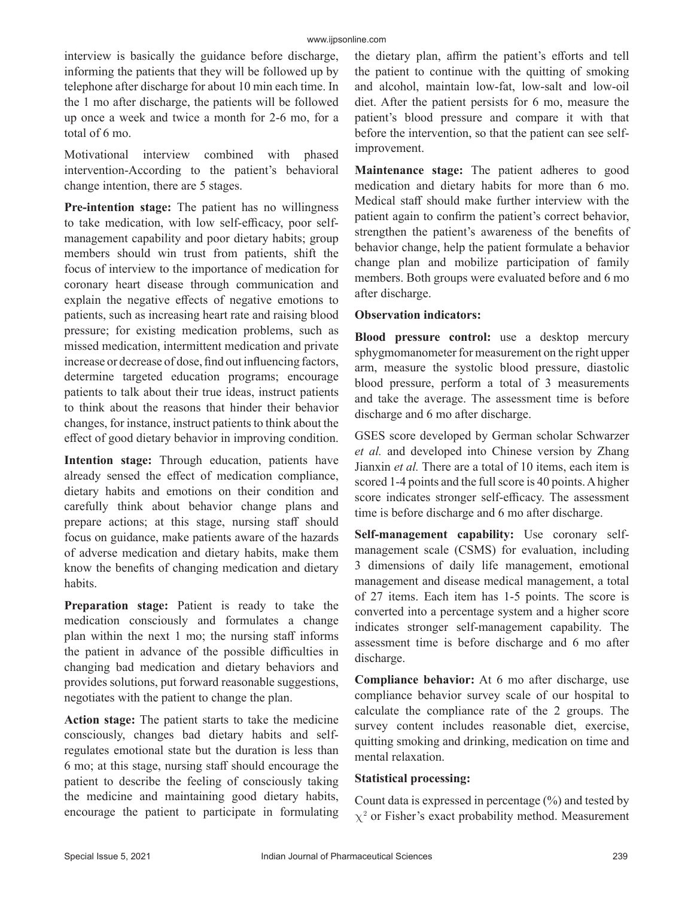interview is basically the guidance before discharge, informing the patients that they will be followed up by telephone after discharge for about 10 min each time. In the 1 mo after discharge, the patients will be followed up once a week and twice a month for 2-6 mo, for a total of 6 mo.

Motivational interview combined with phased intervention-According to the patient's behavioral change intention, there are 5 stages.

**Pre-intention stage:** The patient has no willingness to take medication, with low self-efficacy, poor self-management capability and poor dietary habits; group members should win trust from patients, shift the focus of interview to the importance of medication for coronary heart disease through communication and explain the negative effects of negative emotions to patients, such as increasing heart rate and raising blood pressure; for existing medication problems, such as missed medication, intermittent medication and private increase or decrease of dose, find out influencing factors, determine targeted education programs; encourage patients to talk about their true ideas, instruct patients to think about the reasons that hinder their behavior changes, for instance, instruct patients to think about the effect of good dietary behavior in improving condition.

**Intention stage:** Through education, patients have already sensed the effect of medication compliance, dietary habits and emotions on their condition and carefully think about behavior change plans and prepare actions; at this stage, nursing staff should focus on guidance, make patients aware of the hazards of adverse medication and dietary habits, make them know the benefits of changing medication and dietary habits.

**Preparation stage:** Patient is ready to take the medication consciously and formulates a change plan within the next 1 mo; the nursing staff informs the patient in advance of the possible difficulties in changing bad medication and dietary behaviors and provides solutions, put forward reasonable suggestions, negotiates with the patient to change the plan.

**Action stage:** The patient starts to take the medicine consciously, changes bad dietary habits and self-regulates emotional state but the duration is less than 6 mo; at this stage, nursing staff should encourage the patient to describe the feeling of consciously taking the medicine and maintaining good dietary habits, encourage the patient to participate in formulating the dietary plan, affirm the patient's efforts and tell the patient to continue with the quitting of smoking and alcohol, maintain low-fat, low-salt and low-oil diet. After the patient persists for 6 mo, measure the patient's blood pressure and compare it with that before the intervention, so that the patient can see self-improvement.

**Maintenance stage:** The patient adheres to good medication and dietary habits for more than 6 mo. Medical staff should make further interview with the patient again to confirm the patient's correct behavior, strengthen the patient's awareness of the benefits of behavior change, help the patient formulate a behavior change plan and mobilize participation of family members. Both groups were evaluated before and 6 mo after discharge.

**Observation indicators:**

**Blood pressure control:** use a desktop mercury sphygmomanometer for measurement on the right upper arm, measure the systolic blood pressure, diastolic blood pressure, perform a total of 3 measurements and take the average. The assessment time is before discharge and 6 mo after discharge.

GSES score developed by German scholar Schwarzer *et al.* and developed into Chinese version by Zhang Jianxin *et al.* There are a total of 10 items, each item is scored 1-4 points and the full score is 40 points. A higher score indicates stronger self-efficacy. The assessment time is before discharge and 6 mo after discharge.

**Self-management capability:** Use coronary self-management scale (CSMS) for evaluation, including 3 dimensions of daily life management, emotional management and disease medical management, a total of 27 items. Each item has 1-5 points. The score is converted into a percentage system and a higher score indicates stronger self-management capability. The assessment time is before discharge and 6 mo after discharge.

**Compliance behavior:** At 6 mo after discharge, use compliance behavior survey scale of our hospital to calculate the compliance rate of the 2 groups. The survey content includes reasonable diet, exercise, quitting smoking and drinking, medication on time and mental relaxation.

**Statistical processing:**

Count data is expressed in percentage (%) and tested by $\chi^2$ or Fisher's exact probability method. Measurement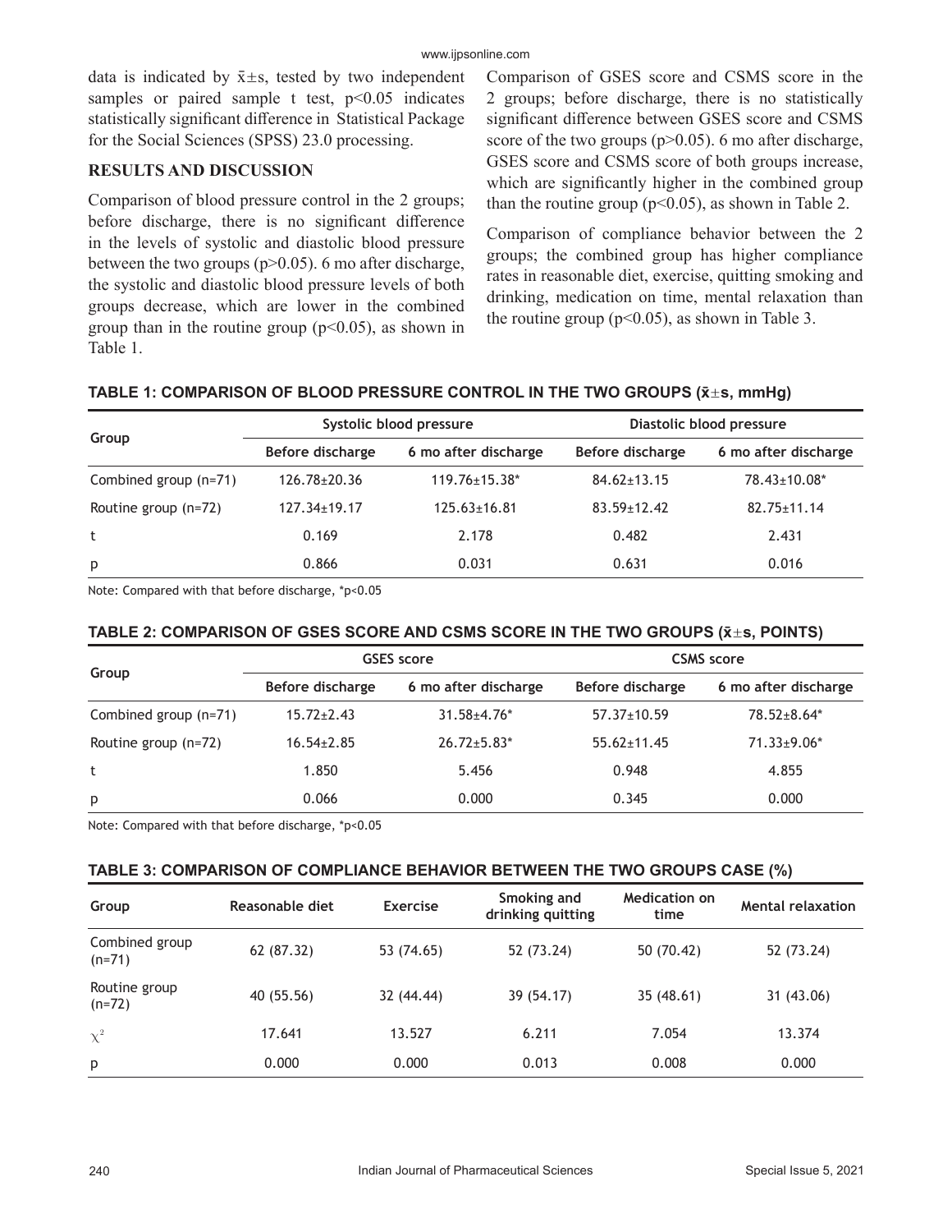data is indicated by $\bar{x}\pm s$, tested by two independent samples or paired sample t test, $p<0.05$ indicates statistically significant difference in Statistical Package for the Social Sciences (SPSS) 23.0 processing.

## RESULTS AND DISCUSSION

Comparison of blood pressure control in the 2 groups; before discharge, there is no significant difference in the levels of systolic and diastolic blood pressure between the two groups ($p>0.05$). 6 mo after discharge, the systolic and diastolic blood pressure levels of both groups decrease, which are lower in the combined group than in the routine group ($p<0.05$), as shown in Table 1.

Comparison of GSES score and CSMS score in the 2 groups; before discharge, there is no statistically significant difference between GSES score and CSMS score of the two groups ($p>0.05$). 6 mo after discharge, GSES score and CSMS score of both groups increase, which are significantly higher in the combined group than the routine group ($p<0.05$), as shown in Table 2.

Comparison of compliance behavior between the 2 groups; the combined group has higher compliance rates in reasonable diet, exercise, quitting smoking and drinking, medication on time, mental relaxation than the routine group ($p<0.05$), as shown in Table 3.

**TABLE 1: COMPARISON OF BLOOD PRESSURE CONTROL IN THE TWO GROUPS ($\bar{x}\pm s$, mmHg)**

| Group | Systolic blood pressure | | Diastolic blood pressure | |
|---|---|---|---|---|
| | Before discharge | 6 mo after discharge | Before discharge | 6 mo after discharge |
| Combined group (n=71) | 126.78±20.36 | 119.76±15.38* | 84.62±13.15 | 78.43±10.08* |
| Routine group (n=72) | 127.34±19.17 | 125.63±16.81 | 83.59±12.42 | 82.75±11.14 |
| t | 0.169 | 2.178 | 0.482 | 2.431 |
| p | 0.866 | 0.031 | 0.631 | 0.016 |

Note: Compared with that before discharge, *p<0.05

**TABLE 2: COMPARISON OF GSES SCORE AND CSMS SCORE IN THE TWO GROUPS ($\bar{x}\pm s$, POINTS)**

| Group | GSES score | | CSMS score | |
|---|---|---|---|---|
| | Before discharge | 6 mo after discharge | Before discharge | 6 mo after discharge |
| Combined group (n=71) | 15.72±2.43 | 31.58±4.76* | 57.37±10.59 | 78.52±8.64* |
| Routine group (n=72) | 16.54±2.85 | 26.72±5.83* | 55.62±11.45 | 71.33±9.06* |
| t | 1.850 | 5.456 | 0.948 | 4.855 |
| p | 0.066 | 0.000 | 0.345 | 0.000 |

Note: Compared with that before discharge, *p<0.05

**TABLE 3: COMPARISON OF COMPLIANCE BEHAVIOR BETWEEN THE TWO GROUPS CASE (%)**

| Group | Reasonable diet | Exercise | Smoking and drinking quitting | Medication on time | Mental relaxation |
|---|---|---|---|---|---|
| Combined group (n=71) | 62 (87.32) | 53 (74.65) | 52 (73.24) | 50 (70.42) | 52 (73.24) |
| Routine group (n=72) | 40 (55.56) | 32 (44.44) | 39 (54.17) | 35 (48.61) | 31 (43.06) |
| $\chi^2$ | 17.641 | 13.527 | 6.211 | 7.054 | 13.374 |
| p | 0.000 | 0.000 | 0.013 | 0.008 | 0.000 |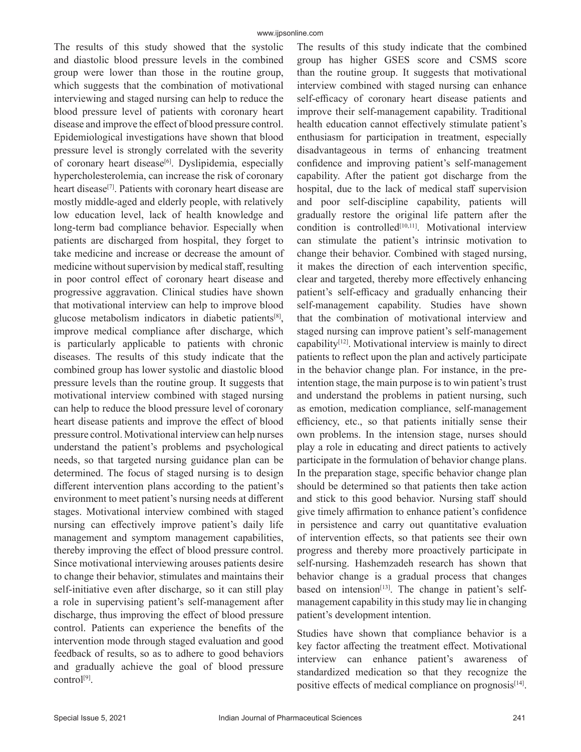The results of this study showed that the systolic and diastolic blood pressure levels in the combined group were lower than those in the routine group, which suggests that the combination of motivational interviewing and staged nursing can help to reduce the blood pressure level of patients with coronary heart disease and improve the effect of blood pressure control. Epidemiological investigations have shown that blood pressure level is strongly correlated with the severity of coronary heart disease[6]. Dyslipidemia, especially hypercholesterolemia, can increase the risk of coronary heart disease[7]. Patients with coronary heart disease are mostly middle-aged and elderly people, with relatively low education level, lack of health knowledge and long-term bad compliance behavior. Especially when patients are discharged from hospital, they forget to take medicine and increase or decrease the amount of medicine without supervision by medical staff, resulting in poor control effect of coronary heart disease and progressive aggravation. Clinical studies have shown that motivational interview can help to improve blood glucose metabolism indicators in diabetic patients[8], improve medical compliance after discharge, which is particularly applicable to patients with chronic diseases. The results of this study indicate that the combined group has lower systolic and diastolic blood pressure levels than the routine group. It suggests that motivational interview combined with staged nursing can help to reduce the blood pressure level of coronary heart disease patients and improve the effect of blood pressure control. Motivational interview can help nurses understand the patient's problems and psychological needs, so that targeted nursing guidance plan can be determined. The focus of staged nursing is to design different intervention plans according to the patient's environment to meet patient's nursing needs at different stages. Motivational interview combined with staged nursing can effectively improve patient's daily life management and symptom management capabilities, thereby improving the effect of blood pressure control. Since motivational interviewing arouses patients desire to change their behavior, stimulates and maintains their self-initiative even after discharge, so it can still play a role in supervising patient's self-management after discharge, thus improving the effect of blood pressure control. Patients can experience the benefits of the intervention mode through staged evaluation and good feedback of results, so as to adhere to good behaviors and gradually achieve the goal of blood pressure control[9].

The results of this study indicate that the combined group has higher GSES score and CSMS score than the routine group. It suggests that motivational interview combined with staged nursing can enhance self-efficacy of coronary heart disease patients and improve their self-management capability. Traditional health education cannot effectively stimulate patient's enthusiasm for participation in treatment, especially disadvantageous in terms of enhancing treatment confidence and improving patient's self-management capability. After the patient got discharge from the hospital, due to the lack of medical staff supervision and poor self-discipline capability, patients will gradually restore the original life pattern after the condition is controlled[10,11]. Motivational interview can stimulate the patient's intrinsic motivation to change their behavior. Combined with staged nursing, it makes the direction of each intervention specific, clear and targeted, thereby more effectively enhancing patient's self-efficacy and gradually enhancing their self-management capability. Studies have shown that the combination of motivational interview and staged nursing can improve patient's self-management capability[12]. Motivational interview is mainly to direct patients to reflect upon the plan and actively participate in the behavior change plan. For instance, in the pre-intention stage, the main purpose is to win patient's trust and understand the problems in patient nursing, such as emotion, medication compliance, self-management efficiency, etc., so that patients initially sense their own problems. In the intension stage, nurses should play a role in educating and direct patients to actively participate in the formulation of behavior change plans. In the preparation stage, specific behavior change plan should be determined so that patients then take action and stick to this good behavior. Nursing staff should give timely affirmation to enhance patient's confidence in persistence and carry out quantitative evaluation of intervention effects, so that patients see their own progress and thereby more proactively participate in self-nursing. Hashemzadeh research has shown that behavior change is a gradual process that changes based on intension[13]. The change in patient's self-management capability in this study may lie in changing patient's development intention.

Studies have shown that compliance behavior is a key factor affecting the treatment effect. Motivational interview can enhance patient's awareness of standardized medication so that they recognize the positive effects of medical compliance on prognosis[14].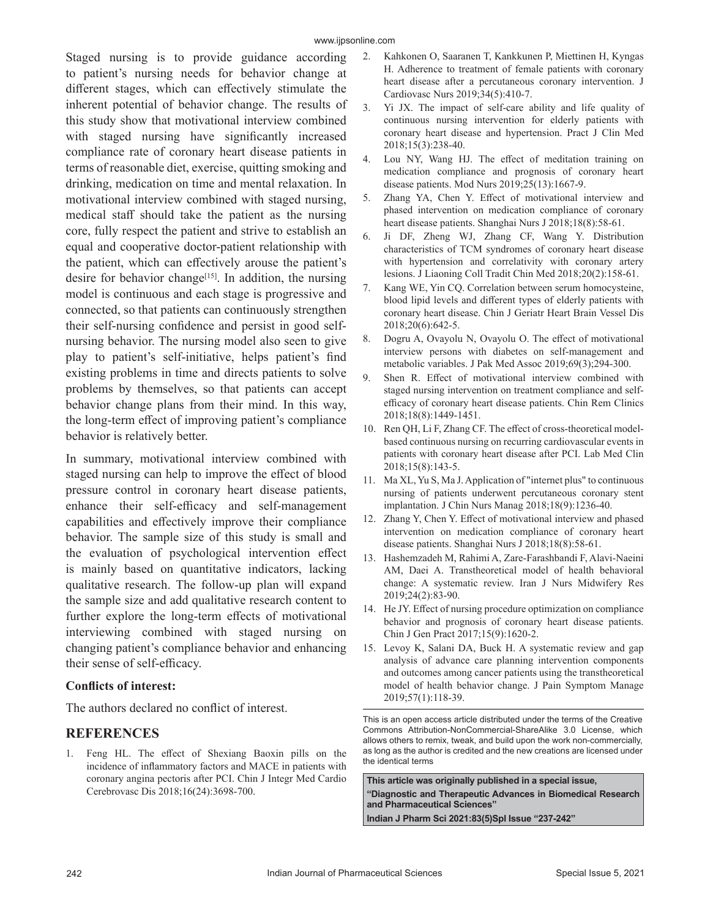Staged nursing is to provide guidance according to patient's nursing needs for behavior change at different stages, which can effectively stimulate the inherent potential of behavior change. The results of this study show that motivational interview combined with staged nursing have significantly increased compliance rate of coronary heart disease patients in terms of reasonable diet, exercise, quitting smoking and drinking, medication on time and mental relaxation. In motivational interview combined with staged nursing, medical staff should take the patient as the nursing core, fully respect the patient and strive to establish an equal and cooperative doctor-patient relationship with the patient, which can effectively arouse the patient's desire for behavior change[15]. In addition, the nursing model is continuous and each stage is progressive and connected, so that patients can continuously strengthen their self-nursing confidence and persist in good self-nursing behavior. The nursing model also seen to give play to patient's self-initiative, helps patient's find existing problems in time and directs patients to solve problems by themselves, so that patients can accept behavior change plans from their mind. In this way, the long-term effect of improving patient's compliance behavior is relatively better.

In summary, motivational interview combined with staged nursing can help to improve the effect of blood pressure control in coronary heart disease patients, enhance their self-efficacy and self-management capabilities and effectively improve their compliance behavior. The sample size of this study is small and the evaluation of psychological intervention effect is mainly based on quantitative indicators, lacking qualitative research. The follow-up plan will expand the sample size and add qualitative research content to further explore the long-term effects of motivational interviewing combined with staged nursing on changing patient's compliance behavior and enhancing their sense of self-efficacy.

### Conflicts of interest:

The authors declared no conflict of interest.

## REFERENCES

1. Feng HL. The effect of Shexiang Baoxin pills on the incidence of inflammatory factors and MACE in patients with coronary angina pectoris after PCI. Chin J Integr Med Cardio Cerebrovasc Dis 2018;16(24):3698-700.
2. Kahkonen O, Saaranen T, Kankkunen P, Miettinen H, Kyngas H. Adherence to treatment of female patients with coronary heart disease after a percutaneous coronary intervention. J Cardiovasc Nurs 2019;34(5):410-7.
3. Yi JX. The impact of self-care ability and life quality of continuous nursing intervention for elderly patients with coronary heart disease and hypertension. Pract J Clin Med 2018;15(3):238-40.
4. Lou NY, Wang HJ. The effect of meditation training on medication compliance and prognosis of coronary heart disease patients. Mod Nurs 2019;25(13):1667-9.
5. Zhang YA, Chen Y. Effect of motivational interview and phased intervention on medication compliance of coronary heart disease patients. Shanghai Nurs J 2018;18(8):58-61.
6. Ji DF, Zheng WJ, Zhang CF, Wang Y. Distribution characteristics of TCM syndromes of coronary heart disease with hypertension and correlativity with coronary artery lesions. J Liaoning Coll Tradit Chin Med 2018;20(2):158-61.
7. Kang WE, Yin CQ. Correlation between serum homocysteine, blood lipid levels and different types of elderly patients with coronary heart disease. Chin J Geriatr Heart Brain Vessel Dis 2018;20(6):642-5.
8. Dogru A, Ovayolu N, Ovayolu O. The effect of motivational interview persons with diabetes on self-management and metabolic variables. J Pak Med Assoc 2019;69(3);294-300.
9. Shen R. Effect of motivational interview combined with staged nursing intervention on treatment compliance and self-efficacy of coronary heart disease patients. Chin Rem Clinics 2018;18(8):1449-1451.
10. Ren QH, Li F, Zhang CF. The effect of cross-theoretical model-based continuous nursing on recurring cardiovascular events in patients with coronary heart disease after PCI. Lab Med Clin 2018;15(8):143-5.
11. Ma XL, Yu S, Ma J. Application of "internet plus" to continuous nursing of patients underwent percutaneous coronary stent implantation. J Chin Nurs Manag 2018;18(9):1236-40.
12. Zhang Y, Chen Y. Effect of motivational interview and phased intervention on medication compliance of coronary heart disease patients. Shanghai Nurs J 2018;18(8):58-61.
13. Hashemzadeh M, Rahimi A, Zare-Farashbandi F, Alavi-Naeini AM, Daei A. Transtheoretical model of health behavioral change: A systematic review. Iran J Nurs Midwifery Res 2019;24(2):83-90.
14. He JY. Effect of nursing procedure optimization on compliance behavior and prognosis of coronary heart disease patients. Chin J Gen Pract 2017;15(9):1620-2.
15. Levoy K, Salani DA, Buck H. A systematic review and gap analysis of advance care planning intervention components and outcomes among cancer patients using the transtheoretical model of health behavior change. J Pain Symptom Manage 2019;57(1):118-39.

This is an open access article distributed under the terms of the Creative Commons Attribution-NonCommercial-ShareAlike 3.0 License, which allows others to remix, tweak, and build upon the work non-commercially, as long as the author is credited and the new creations are licensed under the identical terms

**This article was originally published in a special issue, "Diagnostic and Therapeutic Advances in Biomedical Research and Pharmaceutical Sciences"**
**Indian J Pharm Sci 2021:83(5)Spl Issue "237-242"**